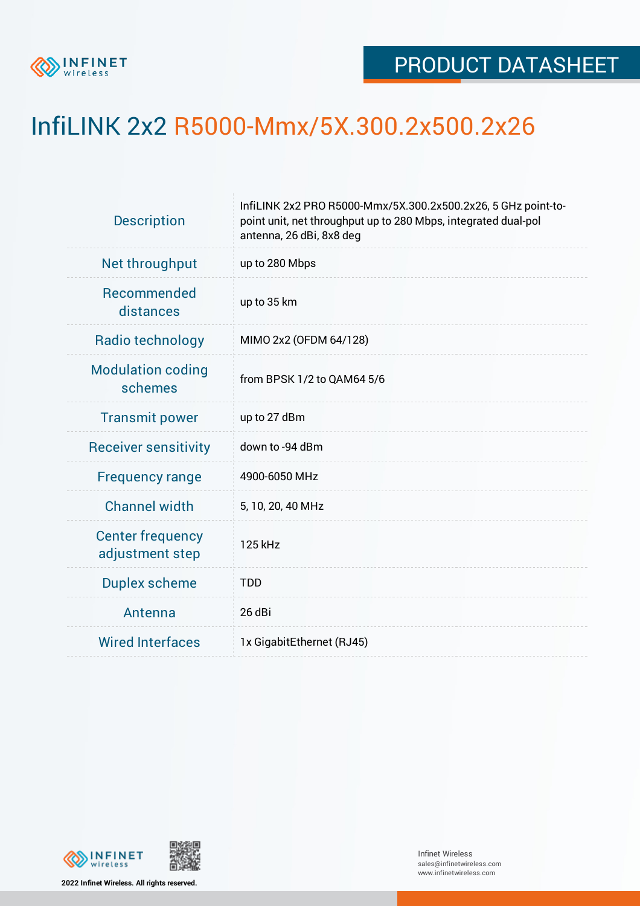PRODUCT DATASHEET

# InfiLINK 2x2 R5000-Mmx/5X.300.2x500.2x26

| | |
|---|---|
| Description | InfiLINK 2x2 PRO R5000-Mmx/5X.300.2x500.2x26, 5 GHz point-to-point unit, net throughput up to 280 Mbps, integrated dual-pol antenna, 26 dBi, 8x8 deg |
| Net throughput | up to 280 Mbps |
| Recommended distances | up to 35 km |
| Radio technology | MIMO 2x2 (OFDM 64/128) |
| Modulation coding schemes | from BPSK 1/2 to QAM64 5/6 |
| Transmit power | up to 27 dBm |
| Receiver sensitivity | down to -94 dBm |
| Frequency range | 4900-6050 MHz |
| Channel width | 5, 10, 20, 40 MHz |
| Center frequency adjustment step | 125 kHz |
| Duplex scheme | TDD |
| Antenna | 26 dBi |
| Wired Interfaces | 1x GigabitEthernet (RJ45) |

2022 Infinet Wireless. All rights reserved.

Infinet Wireless
sales@infinetwireless.com
www.infinetwireless.com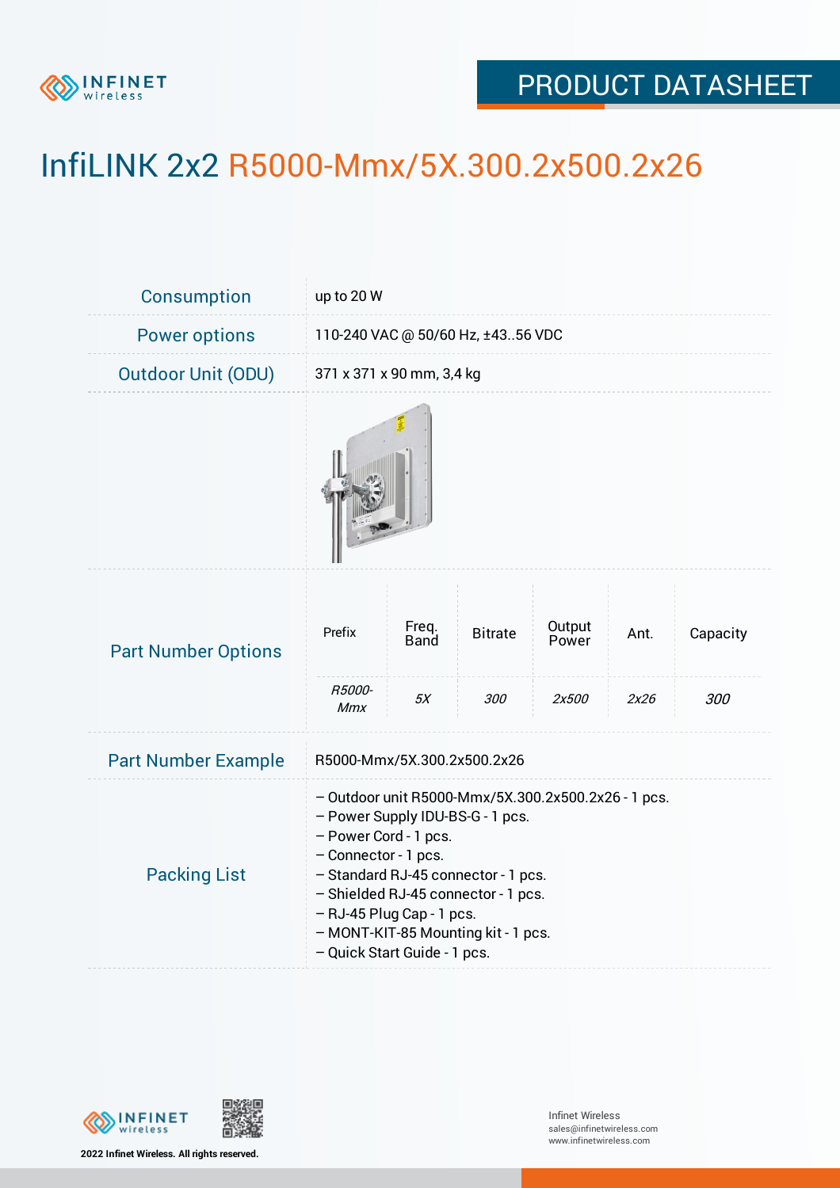# InfiLINK 2x2 R5000-Mmx/5X.300.2x500.2x26

| | |
|---|---|
| Consumption | up to 20 W |
| Power options | 110-240 VAC @ 50/60 Hz, ±43..56 VDC |
| Outdoor Unit (ODU) | 371 x 371 x 90 mm, 3,4 kg |

**Part Number Options**

| Prefix | Freq. Band | Bitrate | Output Power | Ant. | Capacity |
|---|---|---|---|---|---|
| *R5000-Mmx* | *5X* | *300* | *2x500* | *2x26* | *300* |

**Part Number Example**

R5000-Mmx/5X.300.2x500.2x26

**Packing List**

- Outdoor unit R5000-Mmx/5X.300.2x500.2x26 - 1 pcs.
- Power Supply IDU-BS-G - 1 pcs.
- Power Cord - 1 pcs.
- Connector - 1 pcs.
- Standard RJ-45 connector - 1 pcs.
- Shielded RJ-45 connector - 1 pcs.
- RJ-45 Plug Cap - 1 pcs.
- MONT-KIT-85 Mounting kit - 1 pcs.
- Quick Start Guide - 1 pcs.

2022 Infinet Wireless. All rights reserved.

Infinet Wireless
sales@infinetwireless.com
www.infinetwireless.com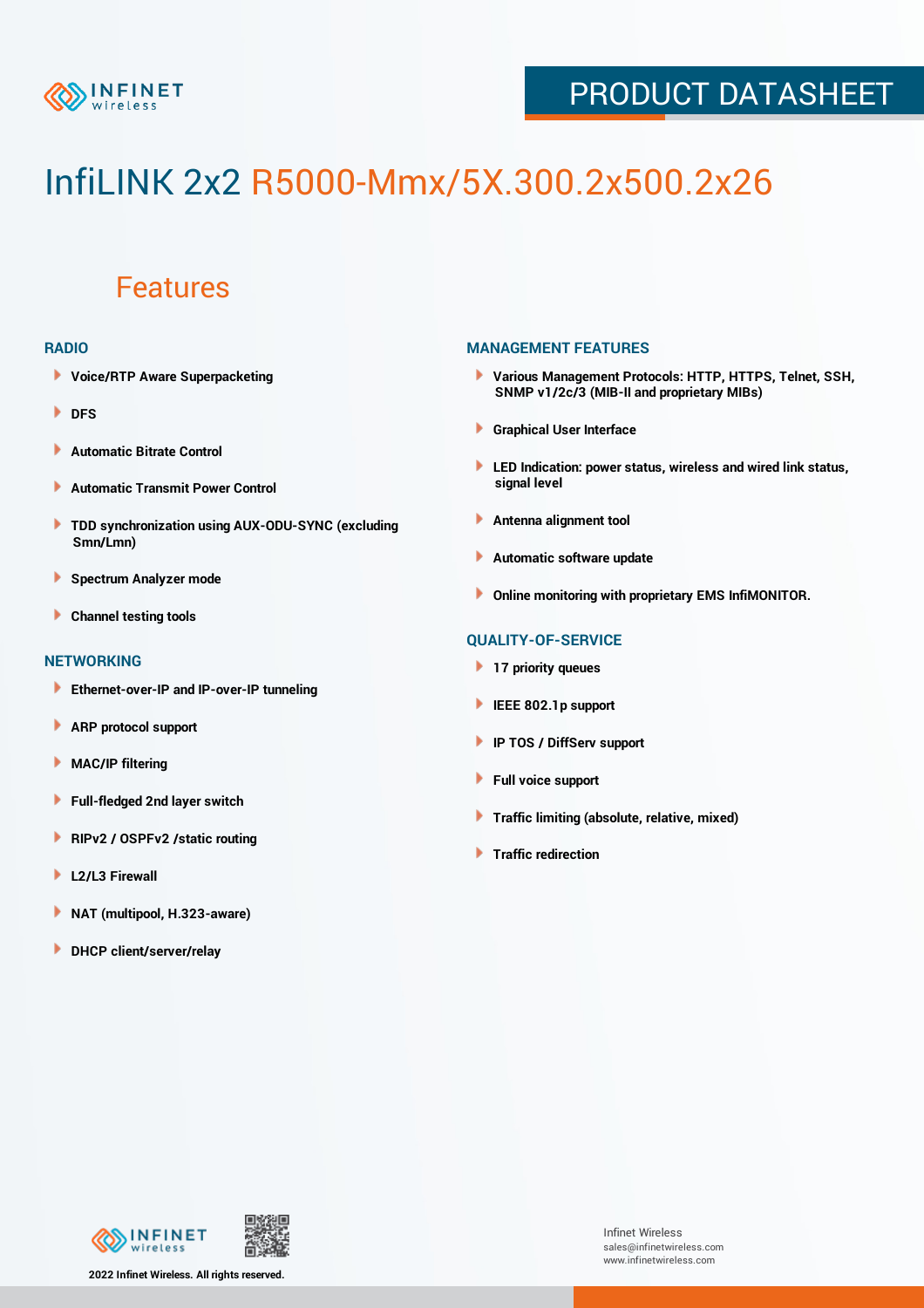# InfiLINK 2x2 R5000-Mmx/5X.300.2x500.2x26

## Features

### RADIO

- Voice/RTP Aware Superpacketing
- DFS
- Automatic Bitrate Control
- Automatic Transmit Power Control
- TDD synchronization using AUX-ODU-SYNC (excluding Smn/Lmn)
- Spectrum Analyzer mode
- Channel testing tools

### NETWORKING

- Ethernet-over-IP and IP-over-IP tunneling
- ARP protocol support
- MAC/IP filtering
- Full-fledged 2nd layer switch
- RIPv2 / OSPFv2 /static routing
- L2/L3 Firewall
- NAT (multipool, H.323-aware)
- DHCP client/server/relay

### MANAGEMENT FEATURES

- Various Management Protocols: HTTP, HTTPS, Telnet, SSH, SNMP v1/2c/3 (MIB-II and proprietary MIBs)
- Graphical User Interface
- LED Indication: power status, wireless and wired link status, signal level
- Antenna alignment tool
- Automatic software update
- Online monitoring with proprietary EMS InfiMONITOR.

### QUALITY-OF-SERVICE

- 17 priority queues
- IEEE 802.1p support
- IP TOS / DiffServ support
- Full voice support
- Traffic limiting (absolute, relative, mixed)
- Traffic redirection

2022 Infinet Wireless. All rights reserved.

Infinet Wireless
sales@infinetwireless.com
www.infinetwireless.com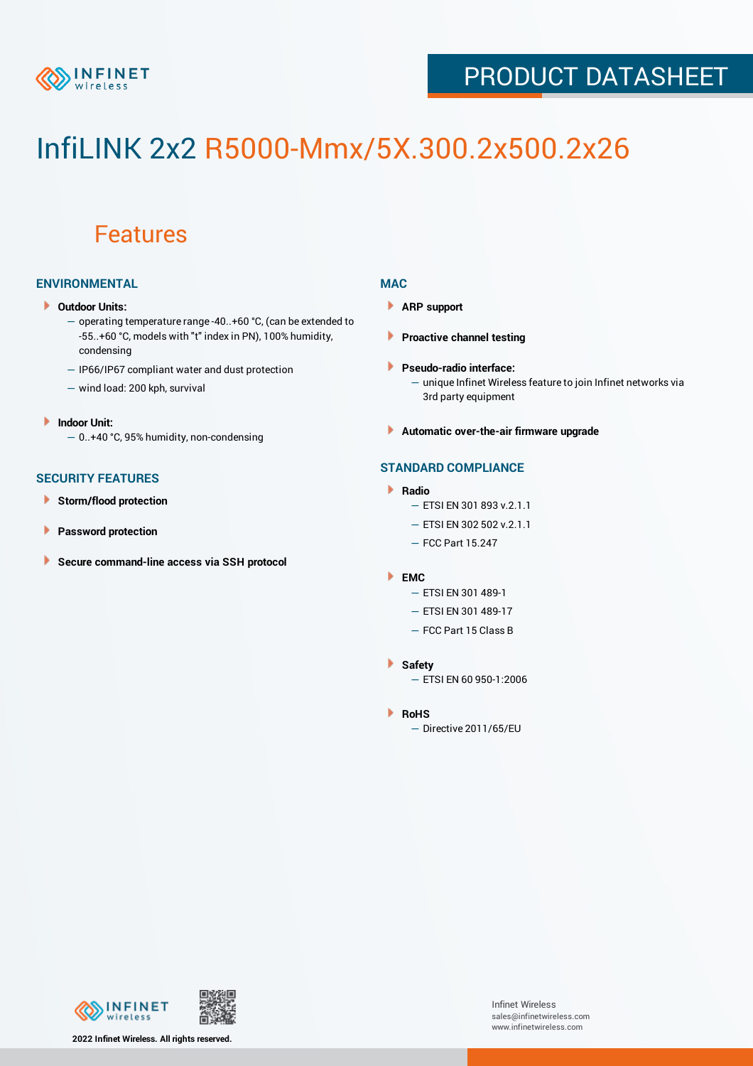# InfiLINK 2x2 R5000-Mmx/5X.300.2x500.2x26

## Features

### ENVIRONMENTAL

- **Outdoor Units:**
  - operating temperature range -40..+60 °C, (can be extended to -55..+60 °C, models with "t" index in PN), 100% humidity, condensing
  - IP66/IP67 compliant water and dust protection
  - wind load: 200 kph, survival
- **Indoor Unit:**
  - 0..+40 °C, 95% humidity, non-condensing

### SECURITY FEATURES

- **Storm/flood protection**
- **Password protection**
- **Secure command-line access via SSH protocol**

### MAC

- **ARP support**
- **Proactive channel testing**
- **Pseudo-radio interface:**
  - unique Infinet Wireless feature to join Infinet networks via 3rd party equipment
- **Automatic over-the-air firmware upgrade**

### STANDARD COMPLIANCE

- **Radio**
  - ETSI EN 301 893 v.2.1.1
  - ETSI EN 302 502 v.2.1.1
  - FCC Part 15.247
- **EMC**
  - ETSI EN 301 489-1
  - ETSI EN 301 489-17
  - FCC Part 15 Class B
- **Safety**
  - ETSI EN 60 950-1:2006
- **RoHS**
  - Directive 2011/65/EU

2022 Infinet Wireless. All rights reserved.

Infinet Wireless
sales@infinetwireless.com
www.infinetwireless.com